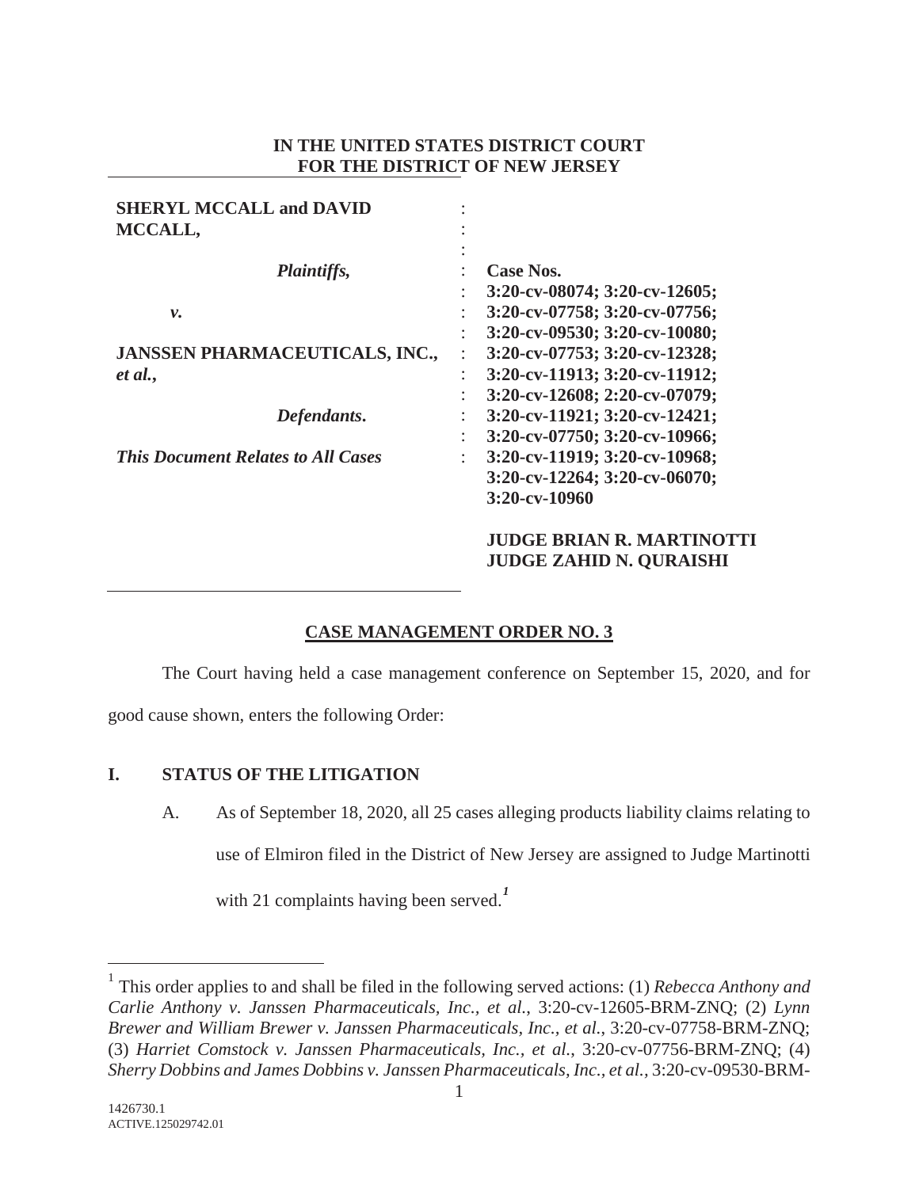**IN THE UNITED STATES DISTRICT COURT**
**FOR THE DISTRICT OF NEW JERSEY**

| | |
|---|---|
| **SHERYL MCCALL and DAVID MCCALL,** | |
| ***Plaintiffs,*** | **Case Nos.** |
| ***v.*** | **3:20-cv-08074; 3:20-cv-12605; 3:20-cv-07758; 3:20-cv-07756; 3:20-cv-09530; 3:20-cv-10080; 3:20-cv-07753; 3:20-cv-12328; 3:20-cv-11913; 3:20-cv-11912; 3:20-cv-12608; 2:20-cv-07079; 3:20-cv-11921; 3:20-cv-12421; 3:20-cv-07750; 3:20-cv-10966; 3:20-cv-11919; 3:20-cv-10968; 3:20-cv-12264; 3:20-cv-06070; 3:20-cv-10960** |
| **JANSSEN PHARMACEUTICALS, INC., *et al.*,** | |
| ***Defendants.*** | **JUDGE BRIAN R. MARTINOTTI** |
| ***This Document Relates to All Cases*** | **JUDGE ZAHID N. QURAISHI** |

**CASE MANAGEMENT ORDER NO. 3**

The Court having held a case management conference on September 15, 2020, and for good cause shown, enters the following Order:

## I. STATUS OF THE LITIGATION

A. As of September 18, 2020, all 25 cases alleging products liability claims relating to use of Elmiron filed in the District of New Jersey are assigned to Judge Martinotti with 21 complaints having been served.[1]

---

[1] This order applies to and shall be filed in the following served actions: (1) *Rebecca Anthony and Carlie Anthony v. Janssen Pharmaceuticals, Inc., et al.*, 3:20-cv-12605-BRM-ZNQ; (2) *Lynn Brewer and William Brewer v. Janssen Pharmaceuticals, Inc., et al.*, 3:20-cv-07758-BRM-ZNQ; (3) *Harriet Comstock v. Janssen Pharmaceuticals, Inc., et al.*, 3:20-cv-07756-BRM-ZNQ; (4) *Sherry Dobbins and James Dobbins v. Janssen Pharmaceuticals, Inc., et al.*, 3:20-cv-09530-BRM-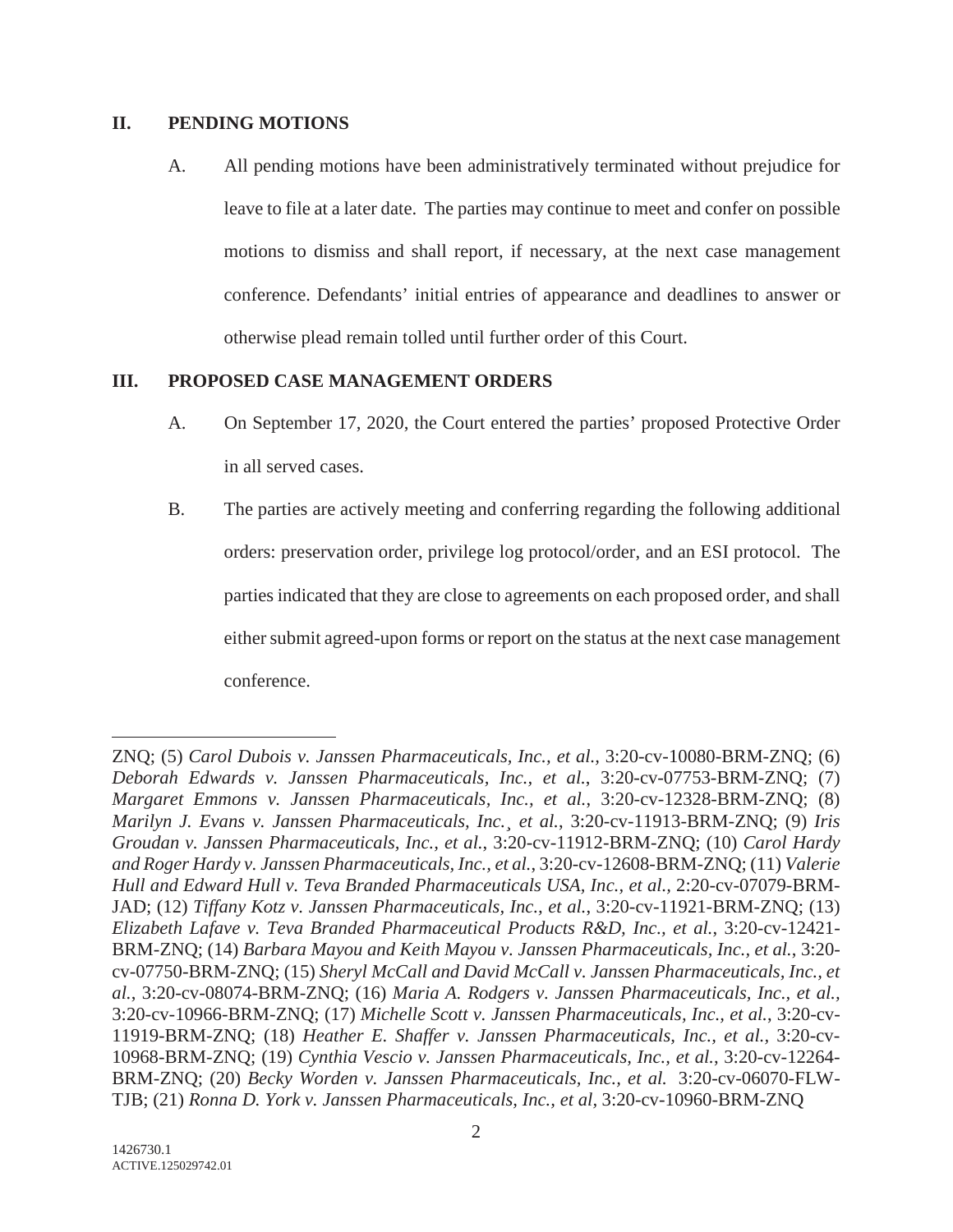## II. PENDING MOTIONS

A. All pending motions have been administratively terminated without prejudice for leave to file at a later date. The parties may continue to meet and confer on possible motions to dismiss and shall report, if necessary, at the next case management conference. Defendants' initial entries of appearance and deadlines to answer or otherwise plead remain tolled until further order of this Court.

## III. PROPOSED CASE MANAGEMENT ORDERS

A. On September 17, 2020, the Court entered the parties' proposed Protective Order in all served cases.

B. The parties are actively meeting and conferring regarding the following additional orders: preservation order, privilege log protocol/order, and an ESI protocol. The parties indicated that they are close to agreements on each proposed order, and shall either submit agreed-upon forms or report on the status at the next case management conference.

---

ZNQ; (5) *Carol Dubois v. Janssen Pharmaceuticals, Inc., et al.,* 3:20-cv-10080-BRM-ZNQ; (6) *Deborah Edwards v. Janssen Pharmaceuticals, Inc., et al.*, 3:20-cv-07753-BRM-ZNQ; (7) *Margaret Emmons v. Janssen Pharmaceuticals, Inc., et al.*, 3:20-cv-12328-BRM-ZNQ; (8) *Marilyn J. Evans v. Janssen Pharmaceuticals, Inc.¸ et al.*, 3:20-cv-11913-BRM-ZNQ; (9) *Iris Groudan v. Janssen Pharmaceuticals, Inc., et al.*, 3:20-cv-11912-BRM-ZNQ; (10) *Carol Hardy and Roger Hardy v. Janssen Pharmaceuticals, Inc., et al.*, 3:20-cv-12608-BRM-ZNQ; (11) *Valerie Hull and Edward Hull v. Teva Branded Pharmaceuticals USA, Inc., et al.,* 2:20-cv-07079-BRM-JAD; (12) *Tiffany Kotz v. Janssen Pharmaceuticals, Inc., et al.*, 3:20-cv-11921-BRM-ZNQ; (13) *Elizabeth Lafave v. Teva Branded Pharmaceutical Products R&D, Inc., et al.*, 3:20-cv-12421-BRM-ZNQ; (14) *Barbara Mayou and Keith Mayou v. Janssen Pharmaceuticals, Inc., et al.*, 3:20-cv-07750-BRM-ZNQ; (15) *Sheryl McCall and David McCall v. Janssen Pharmaceuticals, Inc., et al.*, 3:20-cv-08074-BRM-ZNQ; (16) *Maria A. Rodgers v. Janssen Pharmaceuticals, Inc., et al.,* 3:20-cv-10966-BRM-ZNQ; (17) *Michelle Scott v. Janssen Pharmaceuticals, Inc., et al.*, 3:20-cv-11919-BRM-ZNQ; (18) *Heather E. Shaffer v. Janssen Pharmaceuticals, Inc., et al.,* 3:20-cv-10968-BRM-ZNQ; (19) *Cynthia Vescio v. Janssen Pharmaceuticals, Inc., et al.*, 3:20-cv-12264-BRM-ZNQ; (20) *Becky Worden v. Janssen Pharmaceuticals, Inc., et al.* 3:20-cv-06070-FLW-TJB; (21) *Ronna D. York v. Janssen Pharmaceuticals, Inc., et al*, 3:20-cv-10960-BRM-ZNQ

1426730.1
ACTIVE.125029742.01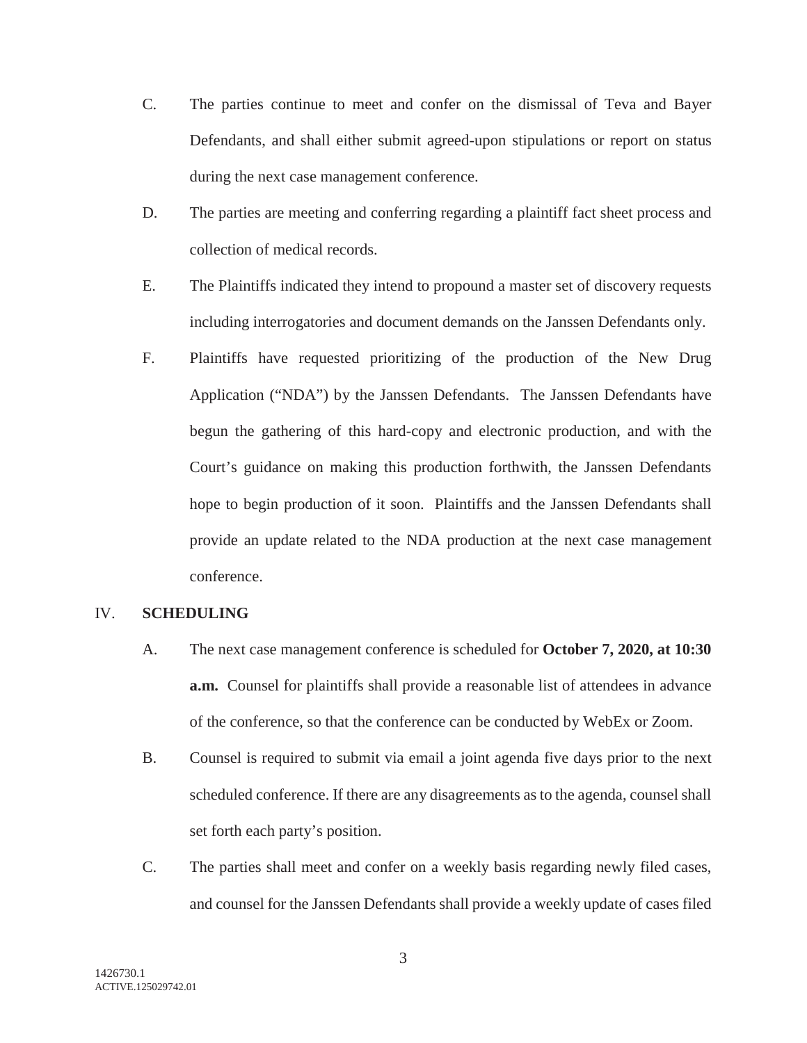C. The parties continue to meet and confer on the dismissal of Teva and Bayer Defendants, and shall either submit agreed-upon stipulations or report on status during the next case management conference.

D. The parties are meeting and conferring regarding a plaintiff fact sheet process and collection of medical records.

E. The Plaintiffs indicated they intend to propound a master set of discovery requests including interrogatories and document demands on the Janssen Defendants only.

F. Plaintiffs have requested prioritizing of the production of the New Drug Application ("NDA") by the Janssen Defendants. The Janssen Defendants have begun the gathering of this hard-copy and electronic production, and with the Court's guidance on making this production forthwith, the Janssen Defendants hope to begin production of it soon. Plaintiffs and the Janssen Defendants shall provide an update related to the NDA production at the next case management conference.

## IV. SCHEDULING

A. The next case management conference is scheduled for **October 7, 2020, at 10:30 a.m.** Counsel for plaintiffs shall provide a reasonable list of attendees in advance of the conference, so that the conference can be conducted by WebEx or Zoom.

B. Counsel is required to submit via email a joint agenda five days prior to the next scheduled conference. If there are any disagreements as to the agenda, counsel shall set forth each party's position.

C. The parties shall meet and confer on a weekly basis regarding newly filed cases, and counsel for the Janssen Defendants shall provide a weekly update of cases filed

1426730.1
ACTIVE.125029742.01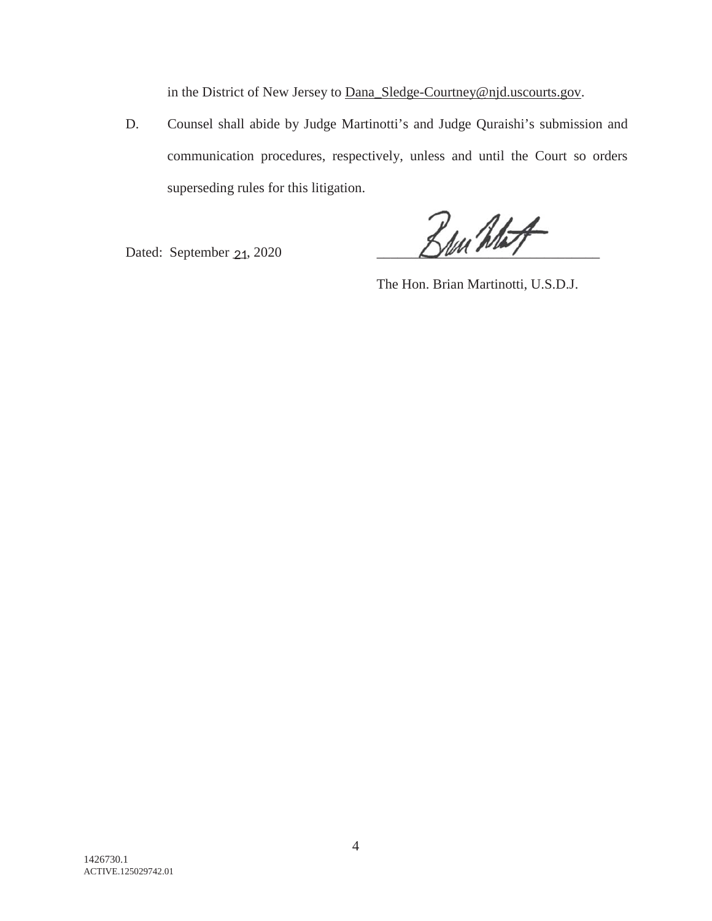in the District of New Jersey to Dana_Sledge-Courtney@njd.uscourts.gov.

D. Counsel shall abide by Judge Martinotti's and Judge Quraishi's submission and communication procedures, respectively, unless and until the Court so orders superseding rules for this litigation.

Dated: September 21, 2020

\_\_\_\_\_\_\_\_\_\_\_\_\_\_\_\_\_\_\_\_\_\_\_\_\_\_\_\_\_\_

The Hon. Brian Martinotti, U.S.D.J.

1426730.1
ACTIVE.125029742.01